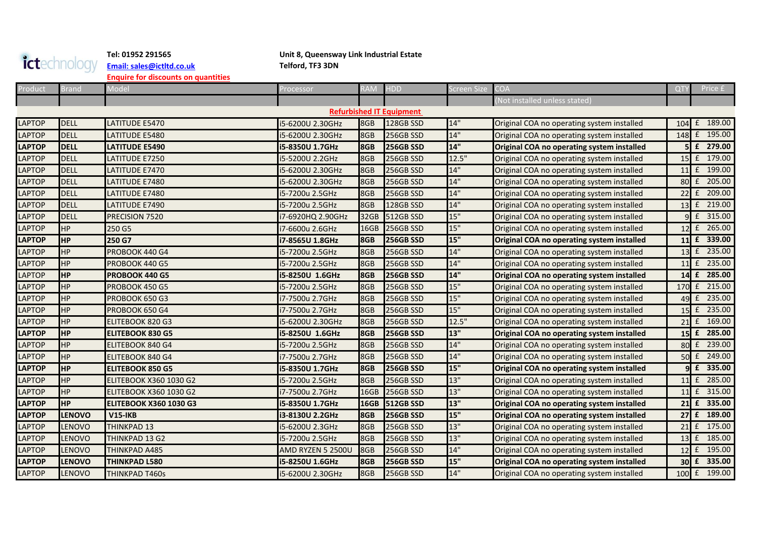ictechnology

**Tel: 01952 291565**
**Email: sales@ictltd.co.uk**
**Enquire for discounts on quantities**

**Unit 8, Queensway Link Industrial Estate**
**Telford, TF3 3DN**

| Product | Brand | Model | Processor | RAM | HDD | Screen Size | COA | QTY | Price £ |
|---|---|---|---|---|---|---|---|---|---|
| | | | | | | | (Not installed unless stated) | | |
| | | | | **Refurbished IT Equipment** | | | | | |
| LAPTOP | DELL | LATITUDE E5470 | i5-6200U 2.30GHz | 8GB | 128GB SSD | 14" | Original COA no operating system installed | 104 | £ 189.00 |
| LAPTOP | DELL | LATITUDE E5480 | i5-6200U 2.30GHz | 8GB | 256GB SSD | 14" | Original COA no operating system installed | 148 | £ 195.00 |
| **LAPTOP** | **DELL** | **LATITUDE E5490** | **i5-8350U 1.7GHz** | **8GB** | **256GB SSD** | **14"** | **Original COA no operating system installed** | **5** | **£ 279.00** |
| LAPTOP | DELL | LATITUDE E7250 | i5-5200U 2.2GHz | 8GB | 256GB SSD | 12.5" | Original COA no operating system installed | 15 | £ 179.00 |
| LAPTOP | DELL | LATITUDE E7470 | i5-6200U 2.30GHz | 8GB | 256GB SSD | 14" | Original COA no operating system installed | 11 | £ 199.00 |
| LAPTOP | DELL | LATITUDE E7480 | i5-6200U 2.30GHz | 8GB | 256GB SSD | 14" | Original COA no operating system installed | 80 | £ 205.00 |
| LAPTOP | DELL | LATITUDE E7480 | i5-7200u 2.5GHz | 8GB | 256GB SSD | 14" | Original COA no operating system installed | 22 | £ 209.00 |
| LAPTOP | DELL | LATITUDE E7490 | i5-7200u 2.5GHz | 8GB | 128GB SSD | 14" | Original COA no operating system installed | 13 | £ 219.00 |
| LAPTOP | DELL | PRECISION 7520 | i7-6920HQ 2.90GHz | 32GB | 512GB SSD | 15" | Original COA no operating system installed | 9 | £ 315.00 |
| LAPTOP | HP | 250 G5 | i7-6600u 2.6GHz | 16GB | 256GB SSD | 15" | Original COA no operating system installed | 12 | £ 265.00 |
| **LAPTOP** | **HP** | **250 G7** | **i7-8565U 1.8GHz** | **8GB** | **256GB SSD** | **15"** | **Original COA no operating system installed** | **11** | **£ 339.00** |
| LAPTOP | HP | PROBOOK 440 G4 | i5-7200u 2.5GHz | 8GB | 256GB SSD | 14" | Original COA no operating system installed | 13 | £ 235.00 |
| LAPTOP | HP | PROBOOK 440 G5 | i5-7200u 2.5GHz | 8GB | 256GB SSD | 14" | Original COA no operating system installed | 11 | £ 235.00 |
| **LAPTOP** | **HP** | **PROBOOK 440 G5** | **i5-8250U 1.6GHz** | **8GB** | **256GB SSD** | **14"** | **Original COA no operating system installed** | **14** | **£ 285.00** |
| LAPTOP | HP | PROBOOK 450 G5 | i5-7200u 2.5GHz | 8GB | 256GB SSD | 15" | Original COA no operating system installed | 170 | £ 215.00 |
| LAPTOP | HP | PROBOOK 650 G3 | i7-7500u 2.7GHz | 8GB | 256GB SSD | 15" | Original COA no operating system installed | 49 | £ 235.00 |
| LAPTOP | HP | PROBOOK 650 G4 | i7-7500u 2.7GHz | 8GB | 256GB SSD | 15" | Original COA no operating system installed | 15 | £ 235.00 |
| LAPTOP | HP | ELITEBOOK 820 G3 | i5-6200U 2.30GHz | 8GB | 256GB SSD | 12.5" | Original COA no operating system installed | 21 | £ 169.00 |
| **LAPTOP** | **HP** | **ELITEBOOK 830 G5** | **i5-8250U 1.6GHz** | **8GB** | **256GB SSD** | **13"** | **Original COA no operating system installed** | **15** | **£ 285.00** |
| LAPTOP | HP | ELITEBOOK 840 G4 | i5-7200u 2.5GHz | 8GB | 256GB SSD | 14" | Original COA no operating system installed | 80 | £ 239.00 |
| LAPTOP | HP | ELITEBOOK 840 G4 | i7-7500u 2.7GHz | 8GB | 256GB SSD | 14" | Original COA no operating system installed | 50 | £ 249.00 |
| **LAPTOP** | **HP** | **ELITEBOOK 850 G5** | **i5-8350U 1.7GHz** | **8GB** | **256GB SSD** | **15"** | **Original COA no operating system installed** | **9** | **£ 335.00** |
| LAPTOP | HP | ELITEBOOK X360 1030 G2 | i5-7200u 2.5GHz | 8GB | 256GB SSD | 13" | Original COA no operating system installed | 11 | £ 285.00 |
| LAPTOP | HP | ELITEBOOK X360 1030 G2 | i7-7500u 2.7GHz | 16GB | 256GB SSD | 13" | Original COA no operating system installed | 11 | £ 315.00 |
| **LAPTOP** | **HP** | **ELITEBOOK X360 1030 G3** | **i5-8350U 1.7GHz** | **16GB** | **512GB SSD** | **13"** | **Original COA no operating system installed** | **21** | **£ 335.00** |
| **LAPTOP** | **LENOVO** | **V15-IKB** | **i3-8130U 2.2GHz** | **8GB** | **256GB SSD** | **15"** | **Original COA no operating system installed** | **27** | **£ 189.00** |
| LAPTOP | LENOVO | THINKPAD 13 | i5-6200U 2.3GHz | 8GB | 256GB SSD | 13" | Original COA no operating system installed | 21 | £ 175.00 |
| LAPTOP | LENOVO | THINKPAD 13 G2 | i5-7200u 2.5GHz | 8GB | 256GB SSD | 13" | Original COA no operating system installed | 13 | £ 185.00 |
| LAPTOP | LENOVO | THINKPAD A485 | AMD RYZEN 5 2500U | 8GB | 256GB SSD | 14" | Original COA no operating system installed | 12 | £ 195.00 |
| **LAPTOP** | **LENOVO** | **THINKPAD L580** | **i5-8250U 1.6GHz** | **8GB** | **256GB SSD** | **15"** | **Original COA no operating system installed** | **30** | **£ 335.00** |
| LAPTOP | LENOVO | THINKPAD T460s | i5-6200U 2.30GHz | 8GB | 256GB SSD | 14" | Original COA no operating system installed | 100 | £ 199.00 |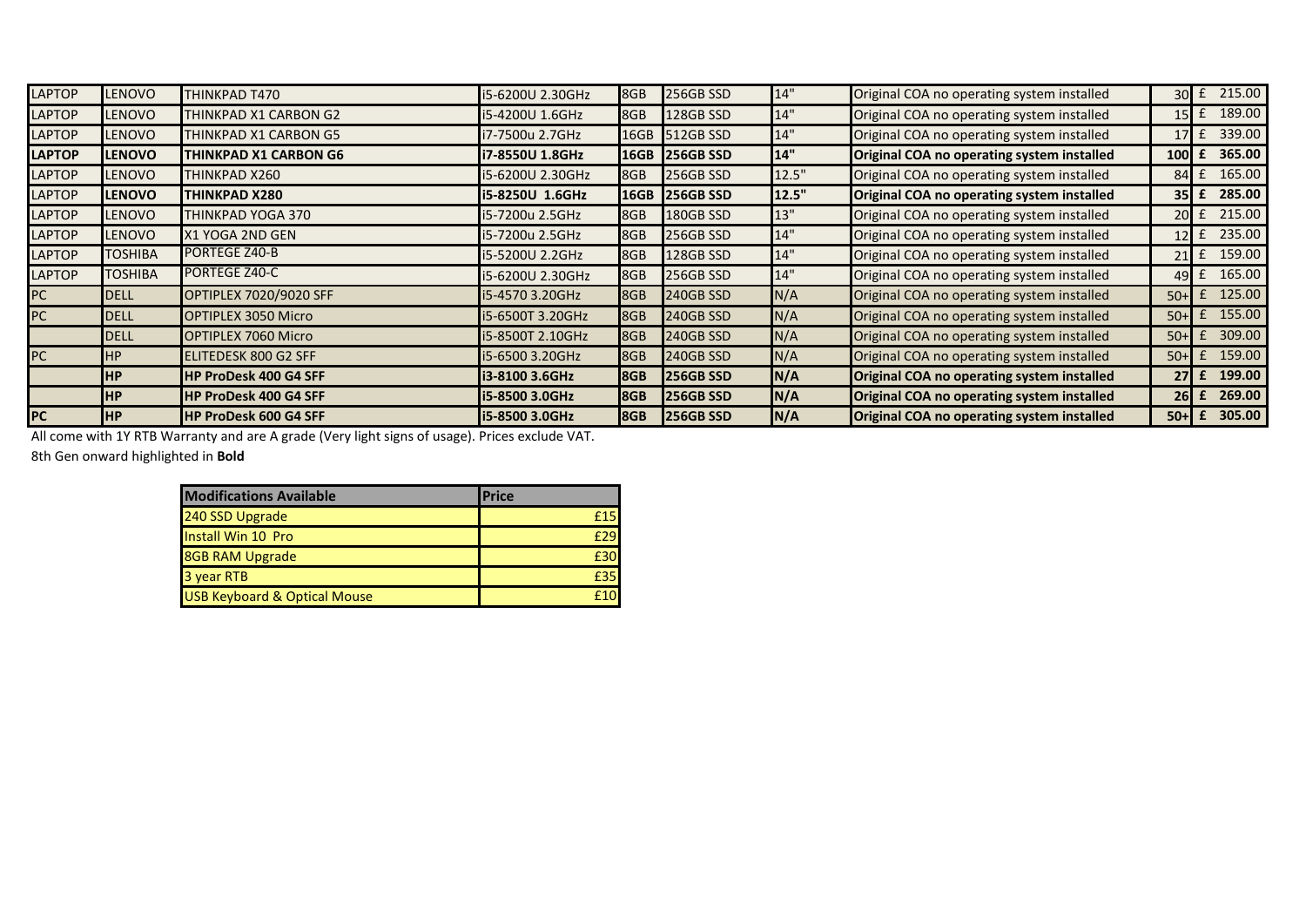| | | | | | | | | | |
|---|---|---|---|---|---|---|---|---|---|
| LAPTOP | LENOVO | THINKPAD T470 | i5-6200U 2.30GHz | 8GB | 256GB SSD | 14" | Original COA no operating system installed | 30 | £ 215.00 |
| LAPTOP | LENOVO | THINKPAD X1 CARBON G2 | i5-4200U 1.6GHz | 8GB | 128GB SSD | 14" | Original COA no operating system installed | 15 | £ 189.00 |
| LAPTOP | LENOVO | THINKPAD X1 CARBON G5 | i7-7500u 2.7GHz | 16GB | 512GB SSD | 14" | Original COA no operating system installed | 17 | £ 339.00 |
| **LAPTOP** | **LENOVO** | **THINKPAD X1 CARBON G6** | **i7-8550U 1.8GHz** | **16GB** | **256GB SSD** | **14"** | **Original COA no operating system installed** | **100** | **£ 365.00** |
| LAPTOP | LENOVO | THINKPAD X260 | i5-6200U 2.30GHz | 8GB | 256GB SSD | 12.5" | Original COA no operating system installed | 84 | £ 165.00 |
| LAPTOP | **LENOVO** | **THINKPAD X280** | **i5-8250U 1.6GHz** | **16GB** | **256GB SSD** | **12.5"** | **Original COA no operating system installed** | **35** | **£ 285.00** |
| LAPTOP | LENOVO | THINKPAD YOGA 370 | i5-7200u 2.5GHz | 8GB | 180GB SSD | 13" | Original COA no operating system installed | 20 | £ 215.00 |
| LAPTOP | LENOVO | X1 YOGA 2ND GEN | i5-7200u 2.5GHz | 8GB | 256GB SSD | 14" | Original COA no operating system installed | 12 | £ 235.00 |
| LAPTOP | TOSHIBA | PORTEGE Z40-B | i5-5200U 2.2GHz | 8GB | 128GB SSD | 14" | Original COA no operating system installed | 21 | £ 159.00 |
| LAPTOP | TOSHIBA | PORTEGE Z40-C | i5-6200U 2.30GHz | 8GB | 256GB SSD | 14" | Original COA no operating system installed | 49 | £ 165.00 |
| PC | DELL | OPTIPLEX 7020/9020 SFF | i5-4570 3.20GHz | 8GB | 240GB SSD | N/A | Original COA no operating system installed | 50+ | £ 125.00 |
| PC | DELL | OPTIPLEX 3050 Micro | i5-6500T 3.20GHz | 8GB | 240GB SSD | N/A | Original COA no operating system installed | 50+ | £ 155.00 |
| | DELL | OPTIPLEX 7060 Micro | i5-8500T 2.10GHz | 8GB | 240GB SSD | N/A | Original COA no operating system installed | 50+ | £ 309.00 |
| PC | HP | ELITEDESK 800 G2 SFF | i5-6500 3.20GHz | 8GB | 240GB SSD | N/A | Original COA no operating system installed | 50+ | £ 159.00 |
| | **HP** | **HP ProDesk 400 G4 SFF** | **i3-8100 3.6GHz** | **8GB** | **256GB SSD** | **N/A** | **Original COA no operating system installed** | **27** | **£ 199.00** |
| | **HP** | **HP ProDesk 400 G4 SFF** | **i5-8500 3.0GHz** | **8GB** | **256GB SSD** | **N/A** | **Original COA no operating system installed** | **26** | **£ 269.00** |
| **PC** | **HP** | **HP ProDesk 600 G4 SFF** | **i5-8500 3.0GHz** | **8GB** | **256GB SSD** | **N/A** | **Original COA no operating system installed** | **50+** | **£ 305.00** |

All come with 1Y RTB Warranty and are A grade (Very light signs of usage). Prices exclude VAT.

8th Gen onward highlighted in **Bold**

| Modifications Available | Price |
|---|---|
| 240 SSD Upgrade | £15 |
| Install Win 10 Pro | £29 |
| 8GB RAM Upgrade | £30 |
| 3 year RTB | £35 |
| USB Keyboard & Optical Mouse | £10 |